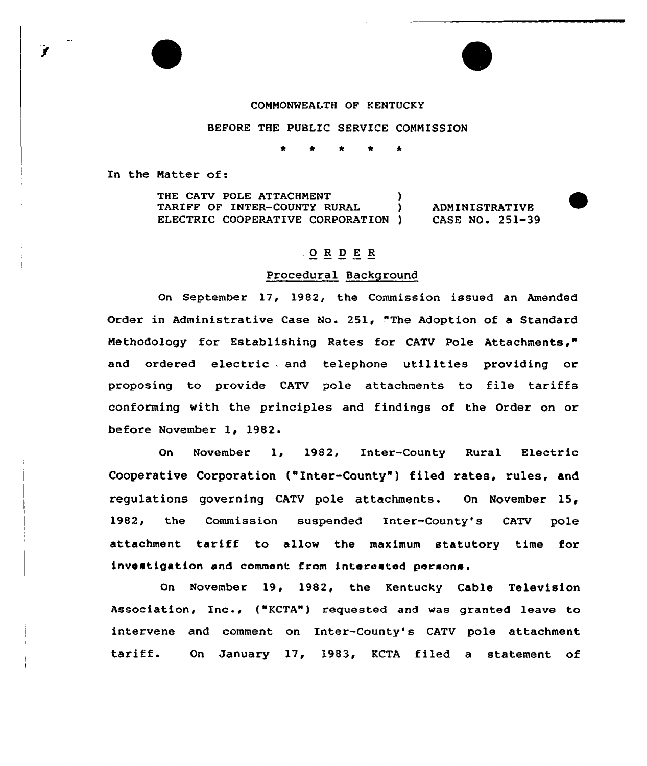COMMONWEALTH OF KENTUCKY

BEFORE THE PUBLIC SERVICE COMMISSION

\* \* \* \* \*

In the Matter of:

THE CATV POLE ATTACHMENT TARIFF OF INTER-COUNTY RURAL ELECTRIC COOPERATIVE CORPORATION ) ADMINISTRATIVE CASE NO. 251-39

## ORDER

### Procedural Background

On September 17, 1982, the Commission issued an Amended Order in Administrative Case No. 251, "The Adoption of a Standard Methodology for Establishing Rates for CATV Pole Attachments," and ordered electric and telephone utilities providing or proposing to provide CATV pole attachments to file tariffs conforming with the principles and findings of the Order on or before November 1, 1982.

On November 1, 1982, Inter-County Rural Electric Cooperative Corporation ("Inter-County") filed rates, rules, and regulations governing CATV pole attachments. On November 15, 1982, the Commission suspended Inter-County's CATV pole attachment tariff to allow the maximum statutory time for investigation and comment from interested persons.

On November 19, 1982, the Kentucky Cable Television Association, Inc., ("KCTA") requested and was granted leave to intervene and comment on Inter-County's CATV pole attachment tariff. On January 17, 1983, KCTA filed a statement of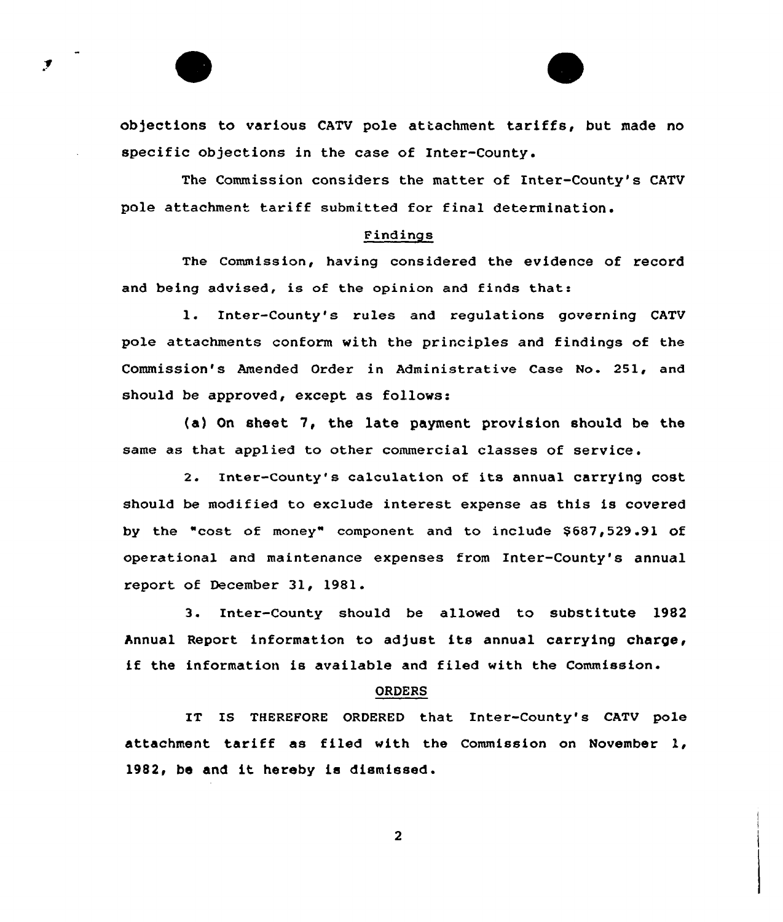objections to various CATV pole attachment tariffs, but made no specific objections in the case of Inter-County.

The Commission considers the matter of Inter-County's CATV pole attachment tariff submitted for final determination.

## Findings

The Commission, having considered the evidence of record and being advised, is of the opinion and finds that:

1. Inter-County's rules and regulations governing CATV pole attachments conform with the principles and findings of the Commission's Amended Order in Administrative Case No. 251, and should be approved, except as follows:

(a) On sheet 7, the late payment provision should be the same as that applied to other commercial classes of service.

2. Inter-County's calculation of its annual carrying cost should be modified to exclude interest expense as this is covered by the "cost of money" component and to include $687,529.91 of operational and maintenance expenses from Inter-County's annual report of December 31, 1981.

3. Inter-County should be allowed to substitute 1982 Annual Report information to adjust its annual carrying charge, if the information is available and filed with the Commission.

## ORDERS

IT IS THEREFORE ORDERED that Inter-County's CATV pole attachment tariff as filed with the Commission on November 1, 1982, be and it hereby is dismissed.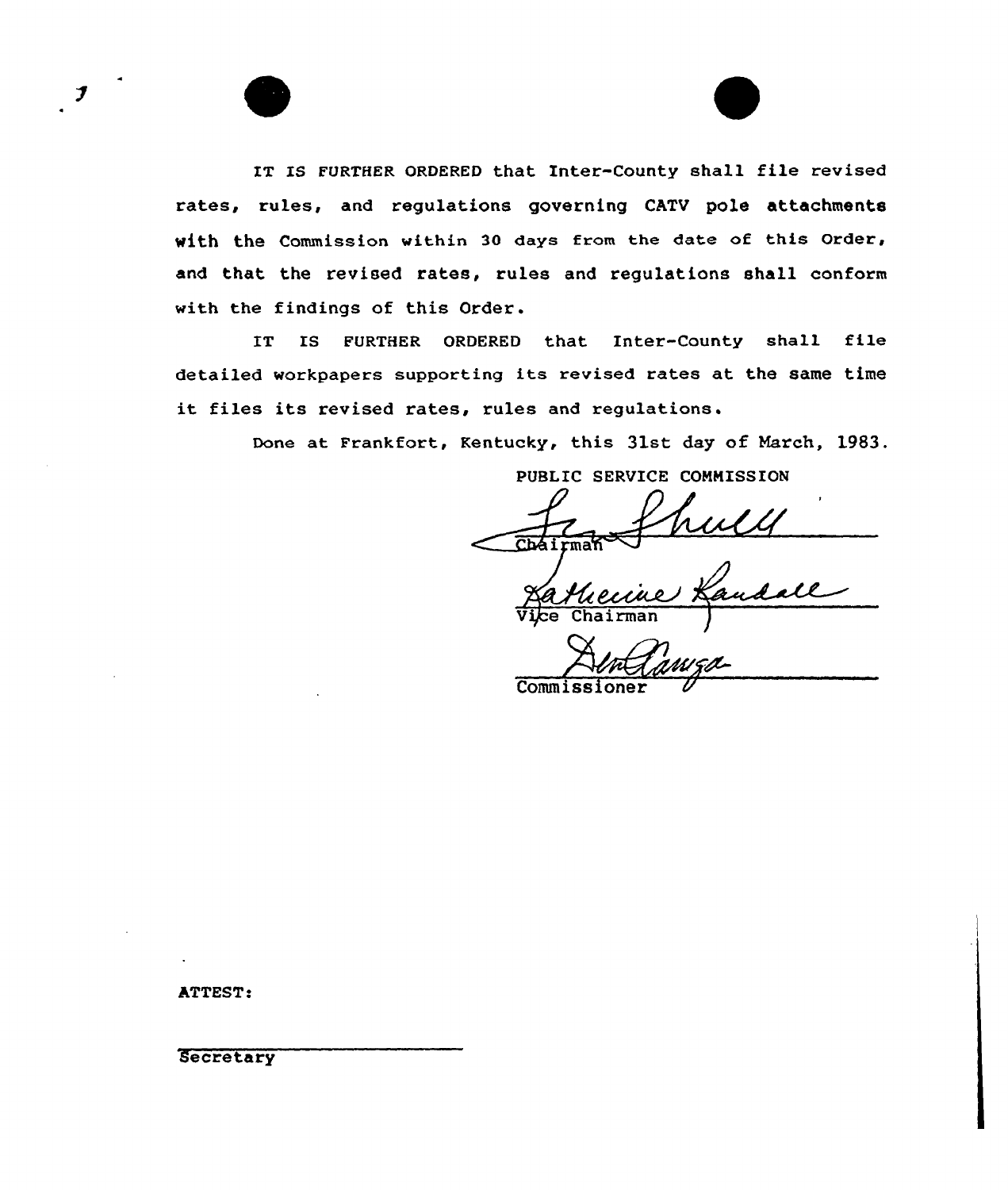IT IS FURTHER ORDERED that Inter-County shall file revised rates, rules, and regulations governing CATV pole attachments with the Commission within 30 days from the date of this Order, and that the revised rates, rules and regulations shall conform with the findings of this Order.

IT IS FURTHER ORDERED that Inter-County shall file detailed workpapers supporting its revised rates at the same time it files its revised rates, rules and regulations.

Done at Frankfort, Kentucky, this 31st day of March, 1983.

PUBLIC SERVICE COMMISSION

Chairman

Vice Chairman

Commissioner

ATTEST:

Secretary